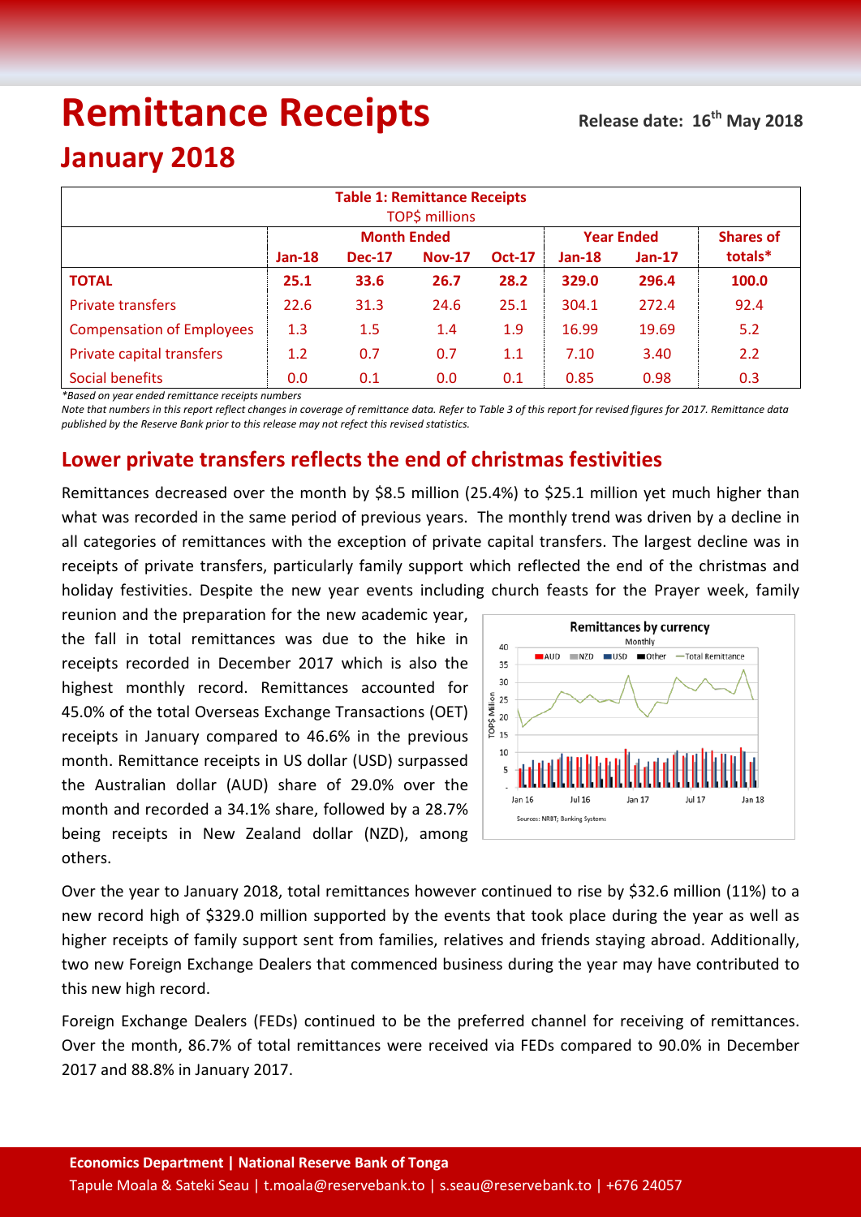# Remittance Receipts

**Release date: 16th May 2018**

## January 2018

| **Table 1: Remittance Receipts** TOP$ millions | | | | | | | |
|---|---|---|---|---|---|---|---|
| | **Month Ended** | | | | **Year Ended** | | **Shares of** |
| | **Jan-18** | **Dec-17** | **Nov-17** | **Oct-17** | **Jan-18** | **Jan-17** | **totals*** |
| **TOTAL** | **25.1** | **33.6** | **26.7** | **28.2** | **329.0** | **296.4** | **100.0** |
| Private transfers | 22.6 | 31.3 | 24.6 | 25.1 | 304.1 | 272.4 | 92.4 |
| Compensation of Employees | 1.3 | 1.5 | 1.4 | 1.9 | 16.99 | 19.69 | 5.2 |
| Private capital transfers | 1.2 | 0.7 | 0.7 | 1.1 | 7.10 | 3.40 | 2.2 |
| Social benefits | 0.0 | 0.1 | 0.0 | 0.1 | 0.85 | 0.98 | 0.3 |

*\*Based on year ended remittance receipts numbers*

*Note that numbers in this report reflect changes in coverage of remittance data. Refer to Table 3 of this report for revised figures for 2017. Remittance data published by the Reserve Bank prior to this release may not refect this revised statistics.*

## Lower private transfers reflects the end of christmas festivities

Remittances decreased over the month by $8.5 million (25.4%) to $25.1 million yet much higher than what was recorded in the same period of previous years. The monthly trend was driven by a decline in all categories of remittances with the exception of private capital transfers. The largest decline was in receipts of private transfers, particularly family support which reflected the end of the christmas and holiday festivities. Despite the new year events including church feasts for the Prayer week, family reunion and the preparation for the new academic year, the fall in total remittances was due to the hike in receipts recorded in December 2017 which is also the highest monthly record. Remittances accounted for 45.0% of the total Overseas Exchange Transactions (OET) receipts in January compared to 46.6% in the previous month. Remittance receipts in US dollar (USD) surpassed the Australian dollar (AUD) share of 29.0% over the month and recorded a 34.1% share, followed by a 28.7% being receipts in New Zealand dollar (NZD), among others.

Over the year to January 2018, total remittances however continued to rise by $32.6 million (11%) to a new record high of $329.0 million supported by the events that took place during the year as well as higher receipts of family support sent from families, relatives and friends staying abroad. Additionally, two new Foreign Exchange Dealers that commenced business during the year may have contributed to this new high record.

Foreign Exchange Dealers (FEDs) continued to be the preferred channel for receiving of remittances. Over the month, 86.7% of total remittances were received via FEDs compared to 90.0% in December 2017 and 88.8% in January 2017.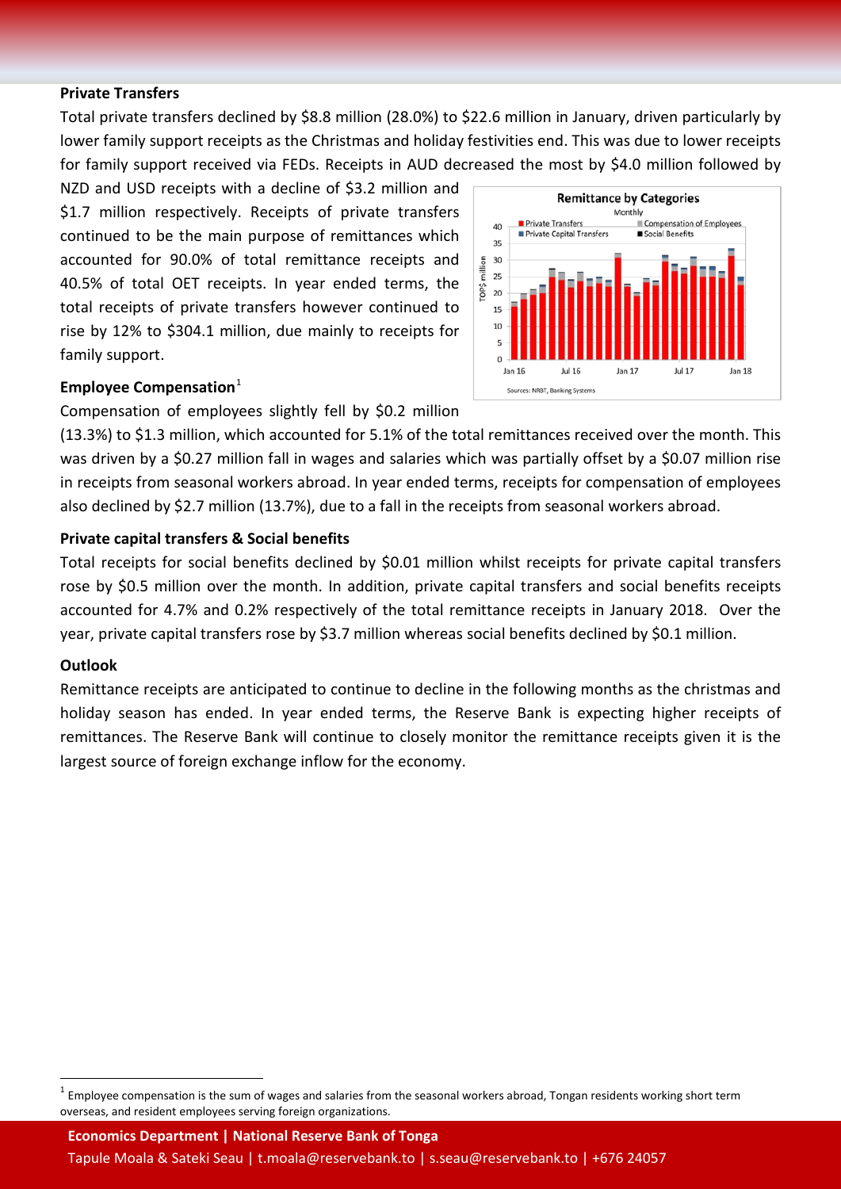**Private Transfers**

Total private transfers declined by $8.8 million (28.0%) to $22.6 million in January, driven particularly by lower family support receipts as the Christmas and holiday festivities end. This was due to lower receipts for family support received via FEDs. Receipts in AUD decreased the most by $4.0 million followed by NZD and USD receipts with a decline of $3.2 million and $1.7 million respectively. Receipts of private transfers continued to be the main purpose of remittances which accounted for 90.0% of total remittance receipts and 40.5% of total OET receipts. In year ended terms, the total receipts of private transfers however continued to rise by 12% to $304.1 million, due mainly to receipts for family support.

**Employee Compensation**[1]

Compensation of employees slightly fell by $0.2 million (13.3%) to $1.3 million, which accounted for 5.1% of the total remittances received over the month. This was driven by a $0.27 million fall in wages and salaries which was partially offset by a $0.07 million rise in receipts from seasonal workers abroad. In year ended terms, receipts for compensation of employees also declined by $2.7 million (13.7%), due to a fall in the receipts from seasonal workers abroad.

**Private capital transfers & Social benefits**

Total receipts for social benefits declined by $0.01 million whilst receipts for private capital transfers rose by $0.5 million over the month. In addition, private capital transfers and social benefits receipts accounted for 4.7% and 0.2% respectively of the total remittance receipts in January 2018. Over the year, private capital transfers rose by $3.7 million whereas social benefits declined by $0.1 million.

**Outlook**

Remittance receipts are anticipated to continue to decline in the following months as the christmas and holiday season has ended. In year ended terms, the Reserve Bank is expecting higher receipts of remittances. The Reserve Bank will continue to closely monitor the remittance receipts given it is the largest source of foreign exchange inflow for the economy.

[1] Employee compensation is the sum of wages and salaries from the seasonal workers abroad, Tongan residents working short term overseas, and resident employees serving foreign organizations.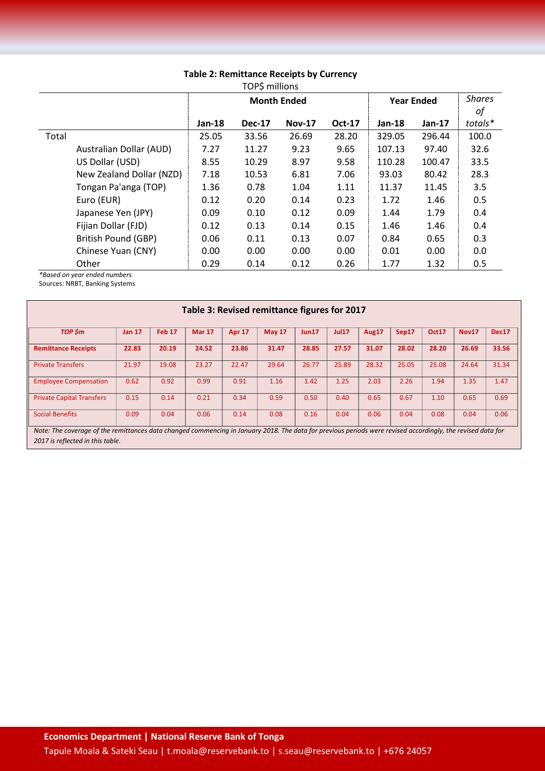**Table 2: Remittance Receipts by Currency**

TOP$ millions

| | Month Ended | | | | Year Ended | | *Shares of* |
|---|---|---|---|---|---|---|---|
| | Jan-18 | Dec-17 | Nov-17 | Oct-17 | Jan-18 | Jan-17 | *totals** |
| Total | 25.05 | 33.56 | 26.69 | 28.20 | 329.05 | 296.44 | 100.0 |
| Australian Dollar (AUD) | 7.27 | 11.27 | 9.23 | 9.65 | 107.13 | 97.40 | 32.6 |
| US Dollar (USD) | 8.55 | 10.29 | 8.97 | 9.58 | 110.28 | 100.47 | 33.5 |
| New Zealand Dollar (NZD) | 7.18 | 10.53 | 6.81 | 7.06 | 93.03 | 80.42 | 28.3 |
| Tongan Pa'anga (TOP) | 1.36 | 0.78 | 1.04 | 1.11 | 11.37 | 11.45 | 3.5 |
| Euro (EUR) | 0.12 | 0.20 | 0.14 | 0.23 | 1.72 | 1.46 | 0.5 |
| Japanese Yen (JPY) | 0.09 | 0.10 | 0.12 | 0.09 | 1.44 | 1.79 | 0.4 |
| Fijian Dollar (FJD) | 0.12 | 0.13 | 0.14 | 0.15 | 1.46 | 1.46 | 0.4 |
| British Pound (GBP) | 0.06 | 0.11 | 0.13 | 0.07 | 0.84 | 0.65 | 0.3 |
| Chinese Yuan (CNY) | 0.00 | 0.00 | 0.00 | 0.00 | 0.01 | 0.00 | 0.0 |
| Other | 0.29 | 0.14 | 0.12 | 0.26 | 1.77 | 1.32 | 0.5 |

*\*Based on year ended numbers*

Sources: NRBT, Banking Systems

**Table 3: Revised remittance figures for 2017**

| *TOP $m* | Jan 17 | Feb 17 | Mar 17 | Apr 17 | May 17 | Jun17 | Jul17 | Aug17 | Sep17 | Oct17 | Nov17 | Dec17 |
|---|---|---|---|---|---|---|---|---|---|---|---|---|
| **Remittance Receipts** | **22.83** | **20.19** | **24.52** | **23.86** | **31.47** | **28.85** | **27.57** | **31.07** | **28.02** | **28.20** | **26.69** | **33.56** |
| Private Transfers | 21.97 | 19.08 | 23.27 | 22.47 | 29.64 | 26.77 | 25.89 | 28.32 | 25.05 | 25.08 | 24.64 | 31.34 |
| Employee Compensation | 0.62 | 0.92 | 0.99 | 0.91 | 1.16 | 1.42 | 1.25 | 2.03 | 2.26 | 1.94 | 1.35 | 1.47 |
| Private Capital Transfers | 0.15 | 0.14 | 0.21 | 0.34 | 0.59 | 0.50 | 0.40 | 0.65 | 0.67 | 1.10 | 0.65 | 0.69 |
| Social Benefits | 0.09 | 0.04 | 0.06 | 0.14 | 0.08 | 0.16 | 0.04 | 0.06 | 0.04 | 0.08 | 0.04 | 0.06 |

*Note: The coverage of the remittances data changed commencing in January 2018. The data for previous periods were revised accordingly, the revised data for 2017 is reflected in this table.*

**Economics Department | National Reserve Bank of Tonga**

Tapule Moala & Sateki Seau | t.moala@reservebank.to | s.seau@reservebank.to | +676 24057